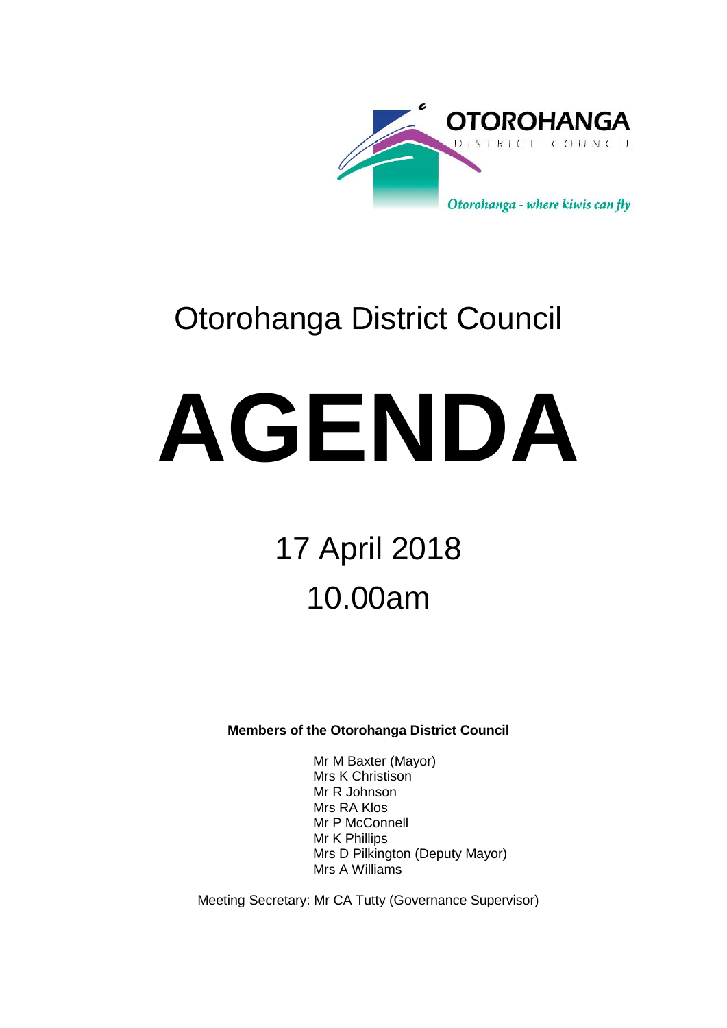OTOROHANGA

DISTRICT COUNCIL

*Otorohanga - where kiwis can fly*

# Otorohanga District Council

# AGENDA

## 17 April 2018

## 10.00am

**Members of the Otorohanga District Council**

Mr M Baxter (Mayor)
Mrs K Christison
Mr R Johnson
Mrs RA Klos
Mr P McConnell
Mr K Phillips
Mrs D Pilkington (Deputy Mayor)
Mrs A Williams

Meeting Secretary: Mr CA Tutty (Governance Supervisor)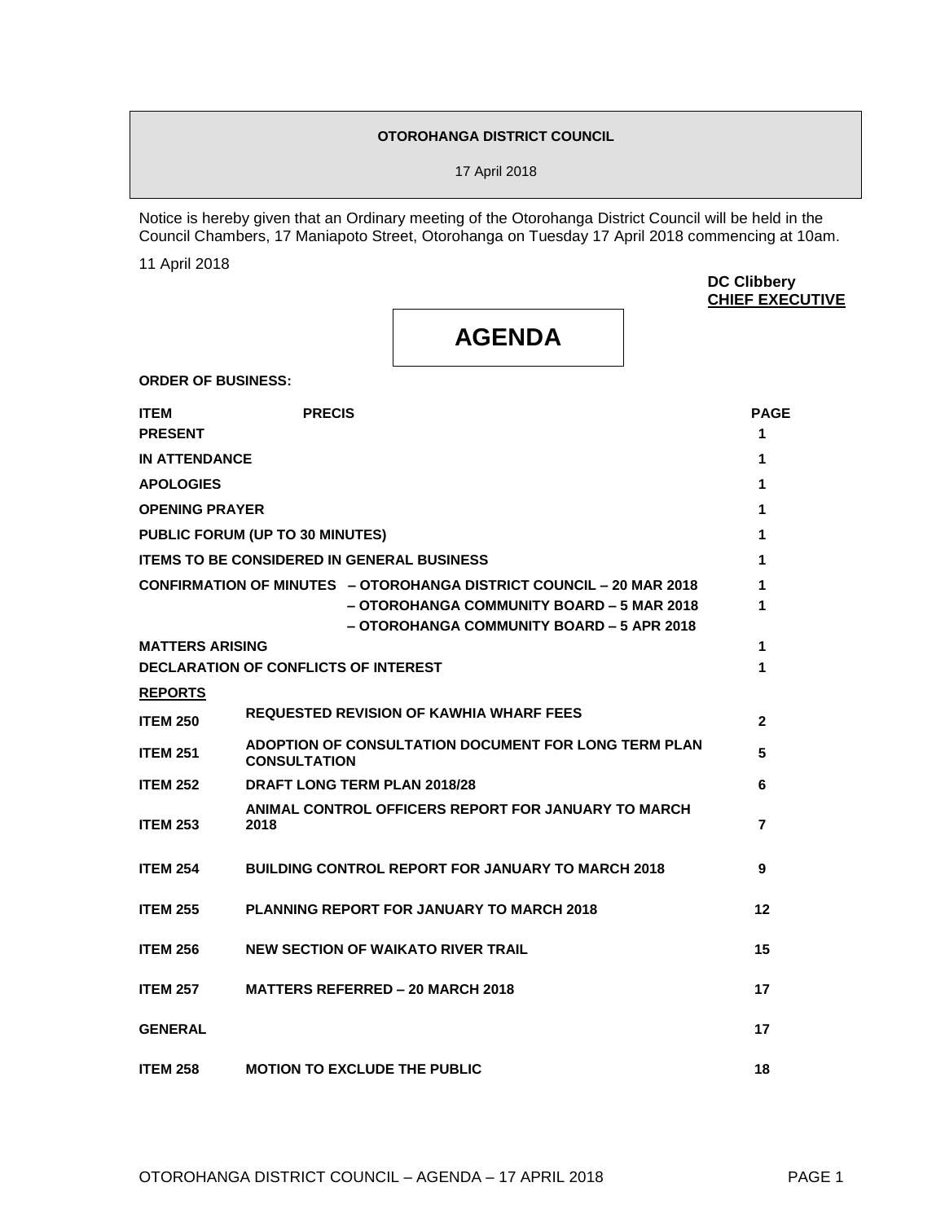**OTOROHANGA DISTRICT COUNCIL**

17 April 2018

Notice is hereby given that an Ordinary meeting of the Otorohanga District Council will be held in the Council Chambers, 17 Maniapoto Street, Otorohanga on Tuesday 17 April 2018 commencing at 10am.

11 April 2018

**DC Clibbery**
**CHIEF EXECUTIVE**

# AGENDA

**ORDER OF BUSINESS:**

| ITEM | PRECIS | PAGE |
|---|---|---|
| **PRESENT** | | **1** |
| **IN ATTENDANCE** | | **1** |
| **APOLOGIES** | | **1** |
| **OPENING PRAYER** | | **1** |
| **PUBLIC FORUM (UP TO 30 MINUTES)** | | **1** |
| **ITEMS TO BE CONSIDERED IN GENERAL BUSINESS** | | **1** |
| **CONFIRMATION OF MINUTES** | **– OTOROHANGA DISTRICT COUNCIL – 20 MAR 2018** | **1** |
| | **– OTOROHANGA COMMUNITY BOARD – 5 MAR 2018** | **1** |
| | **– OTOROHANGA COMMUNITY BOARD – 5 APR 2018** | |
| **MATTERS ARISING** | | **1** |
| **DECLARATION OF CONFLICTS OF INTEREST** | | **1** |
| **REPORTS** | | |
| **ITEM 250** | **REQUESTED REVISION OF KAWHIA WHARF FEES** | **2** |
| **ITEM 251** | **ADOPTION OF CONSULTATION DOCUMENT FOR LONG TERM PLAN CONSULTATION** | **5** |
| **ITEM 252** | **DRAFT LONG TERM PLAN 2018/28** | **6** |
| **ITEM 253** | **ANIMAL CONTROL OFFICERS REPORT FOR JANUARY TO MARCH 2018** | **7** |
| **ITEM 254** | **BUILDING CONTROL REPORT FOR JANUARY TO MARCH 2018** | **9** |
| **ITEM 255** | **PLANNING REPORT FOR JANUARY TO MARCH 2018** | **12** |
| **ITEM 256** | **NEW SECTION OF WAIKATO RIVER TRAIL** | **15** |
| **ITEM 257** | **MATTERS REFERRED – 20 MARCH 2018** | **17** |
| **GENERAL** | | **17** |
| **ITEM 258** | **MOTION TO EXCLUDE THE PUBLIC** | **18** |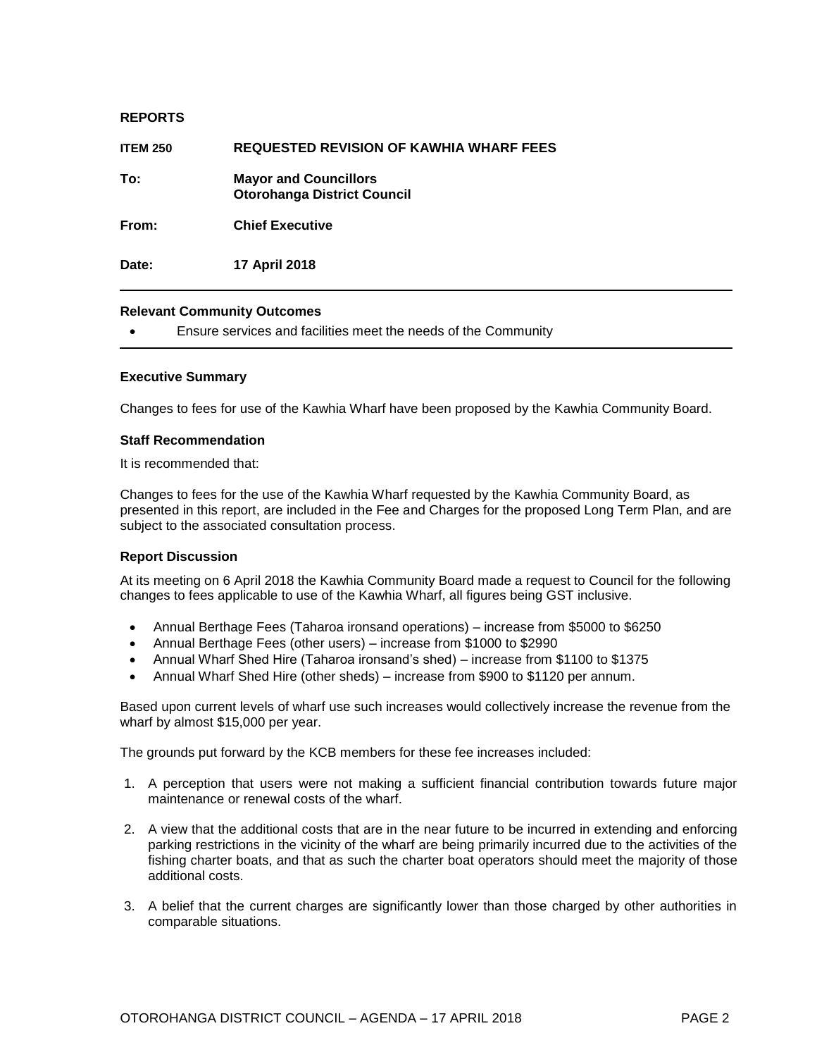## REPORTS

**ITEM 250** **REQUESTED REVISION OF KAWHIA WHARF FEES**

**To:** **Mayor and Councillors**
**Otorohanga District Council**

**From:** **Chief Executive**

**Date:** **17 April 2018**

---

**Relevant Community Outcomes**

- Ensure services and facilities meet the needs of the Community

---

**Executive Summary**

Changes to fees for use of the Kawhia Wharf have been proposed by the Kawhia Community Board.

**Staff Recommendation**

It is recommended that:

Changes to fees for the use of the Kawhia Wharf requested by the Kawhia Community Board, as presented in this report, are included in the Fee and Charges for the proposed Long Term Plan, and are subject to the associated consultation process.

**Report Discussion**

At its meeting on 6 April 2018 the Kawhia Community Board made a request to Council for the following changes to fees applicable to use of the Kawhia Wharf, all figures being GST inclusive.

- Annual Berthage Fees (Taharoa ironsand operations) – increase from $5000 to $6250
- Annual Berthage Fees (other users) – increase from $1000 to $2990
- Annual Wharf Shed Hire (Taharoa ironsand's shed) – increase from $1100 to $1375
- Annual Wharf Shed Hire (other sheds) – increase from $900 to $1120 per annum.

Based upon current levels of wharf use such increases would collectively increase the revenue from the wharf by almost $15,000 per year.

The grounds put forward by the KCB members for these fee increases included:

1. A perception that users were not making a sufficient financial contribution towards future major maintenance or renewal costs of the wharf.
2. A view that the additional costs that are in the near future to be incurred in extending and enforcing parking restrictions in the vicinity of the wharf are being primarily incurred due to the activities of the fishing charter boats, and that as such the charter boat operators should meet the majority of those additional costs.
3. A belief that the current charges are significantly lower than those charged by other authorities in comparable situations.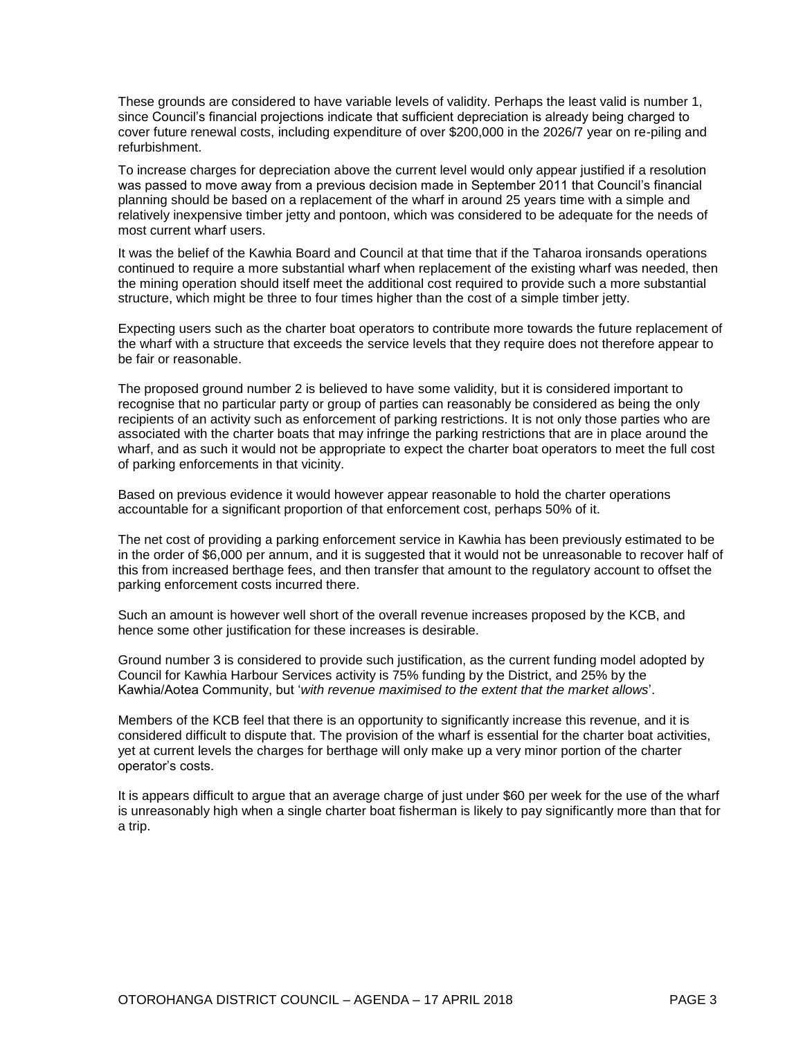These grounds are considered to have variable levels of validity. Perhaps the least valid is number 1, since Council's financial projections indicate that sufficient depreciation is already being charged to cover future renewal costs, including expenditure of over $200,000 in the 2026/7 year on re-piling and refurbishment.

To increase charges for depreciation above the current level would only appear justified if a resolution was passed to move away from a previous decision made in September 2011 that Council's financial planning should be based on a replacement of the wharf in around 25 years time with a simple and relatively inexpensive timber jetty and pontoon, which was considered to be adequate for the needs of most current wharf users.

It was the belief of the Kawhia Board and Council at that time that if the Taharoa ironsands operations continued to require a more substantial wharf when replacement of the existing wharf was needed, then the mining operation should itself meet the additional cost required to provide such a more substantial structure, which might be three to four times higher than the cost of a simple timber jetty.

Expecting users such as the charter boat operators to contribute more towards the future replacement of the wharf with a structure that exceeds the service levels that they require does not therefore appear to be fair or reasonable.

The proposed ground number 2 is believed to have some validity, but it is considered important to recognise that no particular party or group of parties can reasonably be considered as being the only recipients of an activity such as enforcement of parking restrictions. It is not only those parties who are associated with the charter boats that may infringe the parking restrictions that are in place around the wharf, and as such it would not be appropriate to expect the charter boat operators to meet the full cost of parking enforcements in that vicinity.

Based on previous evidence it would however appear reasonable to hold the charter operations accountable for a significant proportion of that enforcement cost, perhaps 50% of it.

The net cost of providing a parking enforcement service in Kawhia has been previously estimated to be in the order of $6,000 per annum, and it is suggested that it would not be unreasonable to recover half of this from increased berthage fees, and then transfer that amount to the regulatory account to offset the parking enforcement costs incurred there.

Such an amount is however well short of the overall revenue increases proposed by the KCB, and hence some other justification for these increases is desirable.

Ground number 3 is considered to provide such justification, as the current funding model adopted by Council for Kawhia Harbour Services activity is 75% funding by the District, and 25% by the Kawhia/Aotea Community, but '*with revenue maximised to the extent that the market allows*'.

Members of the KCB feel that there is an opportunity to significantly increase this revenue, and it is considered difficult to dispute that. The provision of the wharf is essential for the charter boat activities, yet at current levels the charges for berthage will only make up a very minor portion of the charter operator's costs.

It is appears difficult to argue that an average charge of just under $60 per week for the use of the wharf is unreasonably high when a single charter boat fisherman is likely to pay significantly more than that for a trip.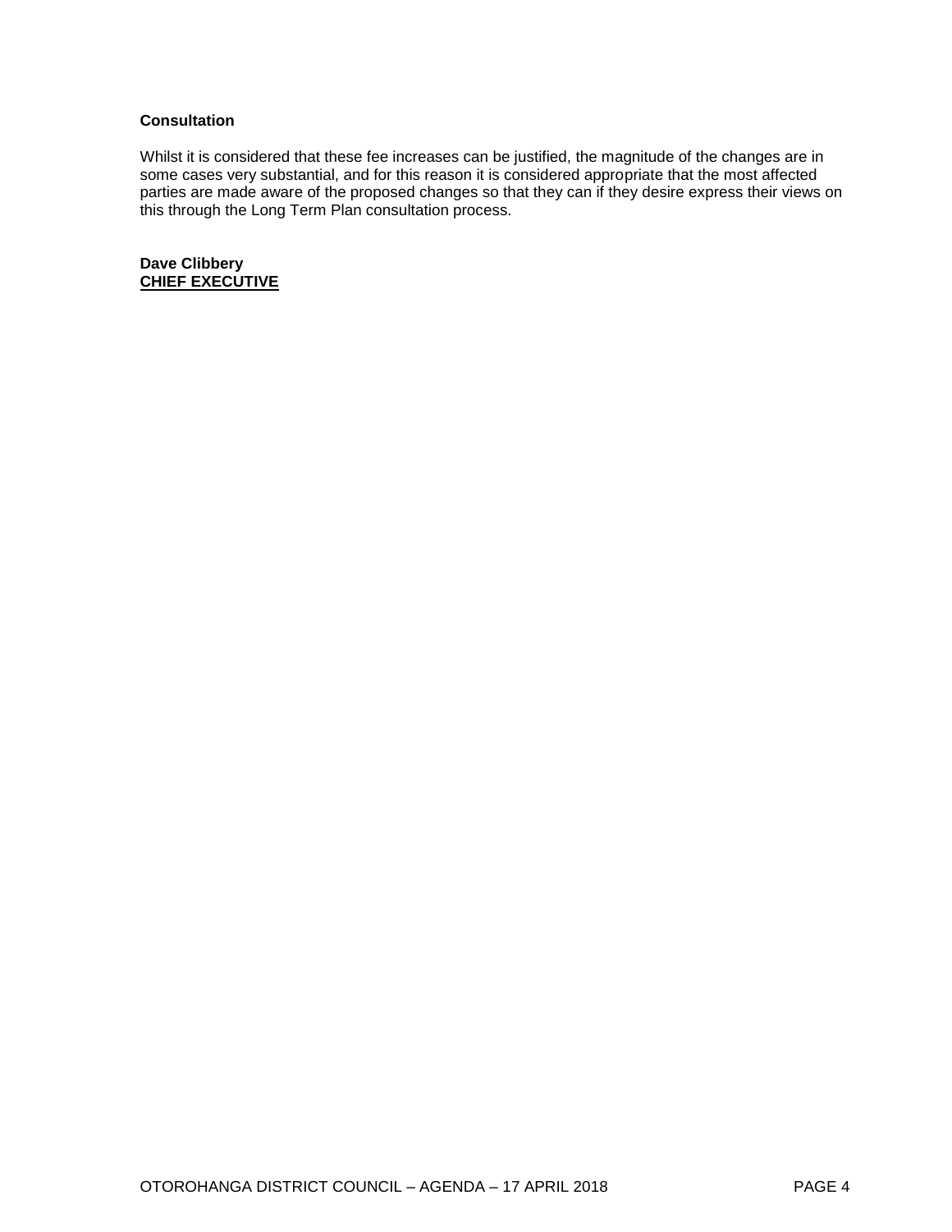**Consultation**

Whilst it is considered that these fee increases can be justified, the magnitude of the changes are in some cases very substantial, and for this reason it is considered appropriate that the most affected parties are made aware of the proposed changes so that they can if they desire express their views on this through the Long Term Plan consultation process.

**Dave Clibbery**
**CHIEF EXECUTIVE**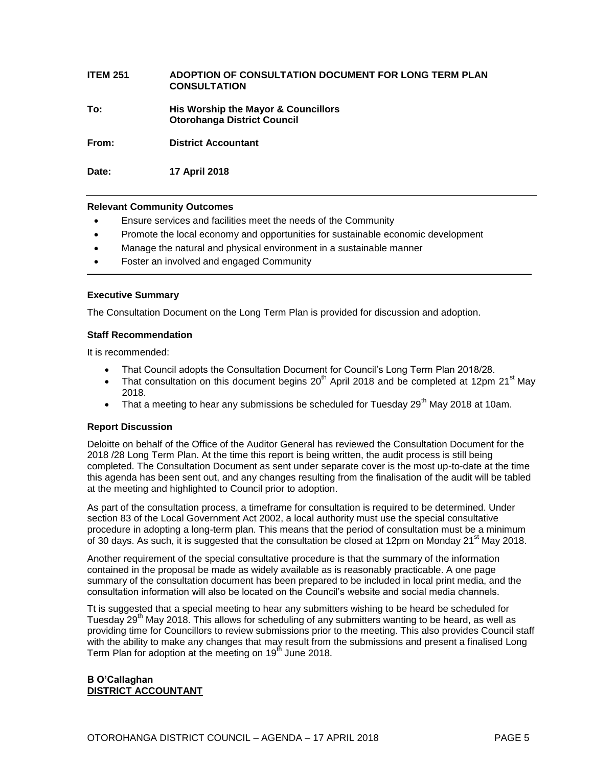**ITEM 251 ADOPTION OF CONSULTATION DOCUMENT FOR LONG TERM PLAN CONSULTATION**

**To:** **His Worship the Mayor & Councillors Otorohanga District Council**

**From:** **District Accountant**

**Date:** **17 April 2018**

---

**Relevant Community Outcomes**

- Ensure services and facilities meet the needs of the Community
- Promote the local economy and opportunities for sustainable economic development
- Manage the natural and physical environment in a sustainable manner
- Foster an involved and engaged Community

---

**Executive Summary**

The Consultation Document on the Long Term Plan is provided for discussion and adoption.

**Staff Recommendation**

It is recommended:

- That Council adopts the Consultation Document for Council's Long Term Plan 2018/28.
- That consultation on this document begins 20th April 2018 and be completed at 12pm 21st May 2018.
- That a meeting to hear any submissions be scheduled for Tuesday 29th May 2018 at 10am.

**Report Discussion**

Deloitte on behalf of the Office of the Auditor General has reviewed the Consultation Document for the 2018 /28 Long Term Plan. At the time this report is being written, the audit process is still being completed. The Consultation Document as sent under separate cover is the most up-to-date at the time this agenda has been sent out, and any changes resulting from the finalisation of the audit will be tabled at the meeting and highlighted to Council prior to adoption.

As part of the consultation process, a timeframe for consultation is required to be determined. Under section 83 of the Local Government Act 2002, a local authority must use the special consultative procedure in adopting a long-term plan. This means that the period of consultation must be a minimum of 30 days. As such, it is suggested that the consultation be closed at 12pm on Monday 21st May 2018.

Another requirement of the special consultative procedure is that the summary of the information contained in the proposal be made as widely available as is reasonably practicable. A one page summary of the consultation document has been prepared to be included in local print media, and the consultation information will also be located on the Council's website and social media channels.

Tt is suggested that a special meeting to hear any submitters wishing to be heard be scheduled for Tuesday 29th May 2018. This allows for scheduling of any submitters wanting to be heard, as well as providing time for Councillors to review submissions prior to the meeting. This also provides Council staff with the ability to make any changes that may result from the submissions and present a finalised Long Term Plan for adoption at the meeting on 19th June 2018.

**B O'Callaghan**
**DISTRICT ACCOUNTANT**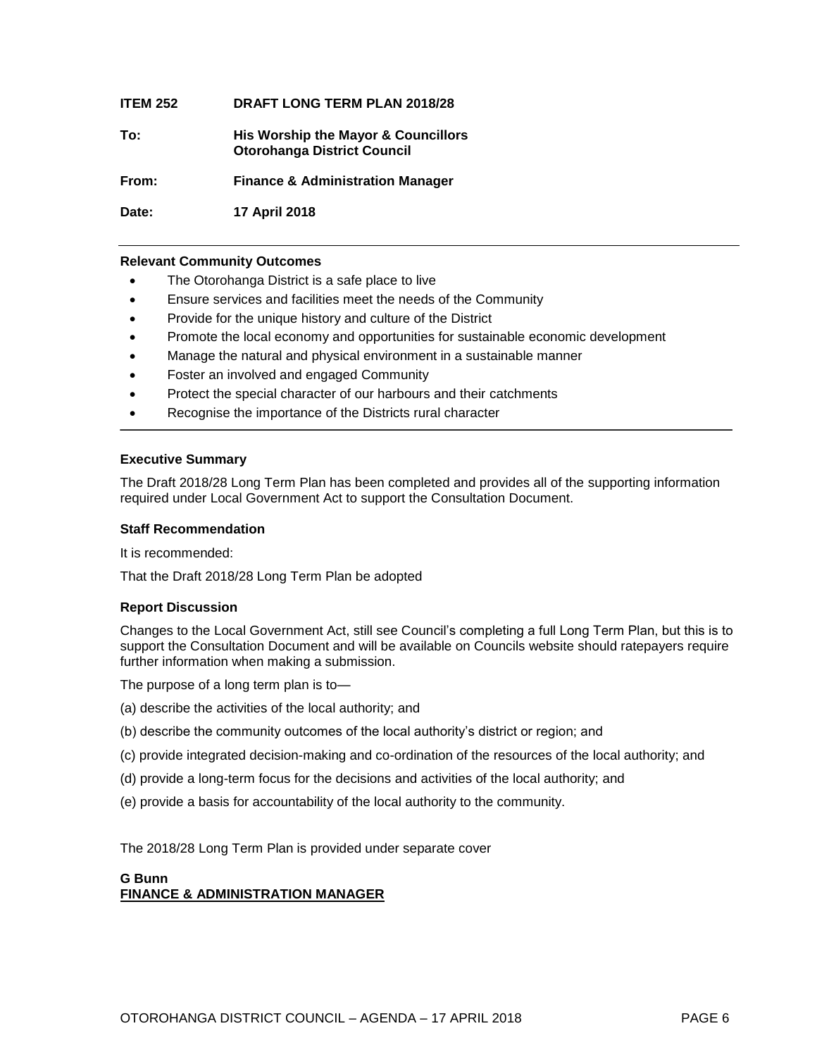**ITEM 252 DRAFT LONG TERM PLAN 2018/28**

**To:** **His Worship the Mayor & Councillors**
**Otorohanga District Council**

**From:** **Finance & Administration Manager**

**Date:** **17 April 2018**

---

**Relevant Community Outcomes**

- The Otorohanga District is a safe place to live
- Ensure services and facilities meet the needs of the Community
- Provide for the unique history and culture of the District
- Promote the local economy and opportunities for sustainable economic development
- Manage the natural and physical environment in a sustainable manner
- Foster an involved and engaged Community
- Protect the special character of our harbours and their catchments
- Recognise the importance of the Districts rural character

---

**Executive Summary**

The Draft 2018/28 Long Term Plan has been completed and provides all of the supporting information required under Local Government Act to support the Consultation Document.

**Staff Recommendation**

It is recommended:

That the Draft 2018/28 Long Term Plan be adopted

**Report Discussion**

Changes to the Local Government Act, still see Council's completing a full Long Term Plan, but this is to support the Consultation Document and will be available on Councils website should ratepayers require further information when making a submission.

The purpose of a long term plan is to—

(a) describe the activities of the local authority; and

(b) describe the community outcomes of the local authority's district or region; and

(c) provide integrated decision-making and co-ordination of the resources of the local authority; and

(d) provide a long-term focus for the decisions and activities of the local authority; and

(e) provide a basis for accountability of the local authority to the community.

The 2018/28 Long Term Plan is provided under separate cover

**G Bunn**
**FINANCE & ADMINISTRATION MANAGER**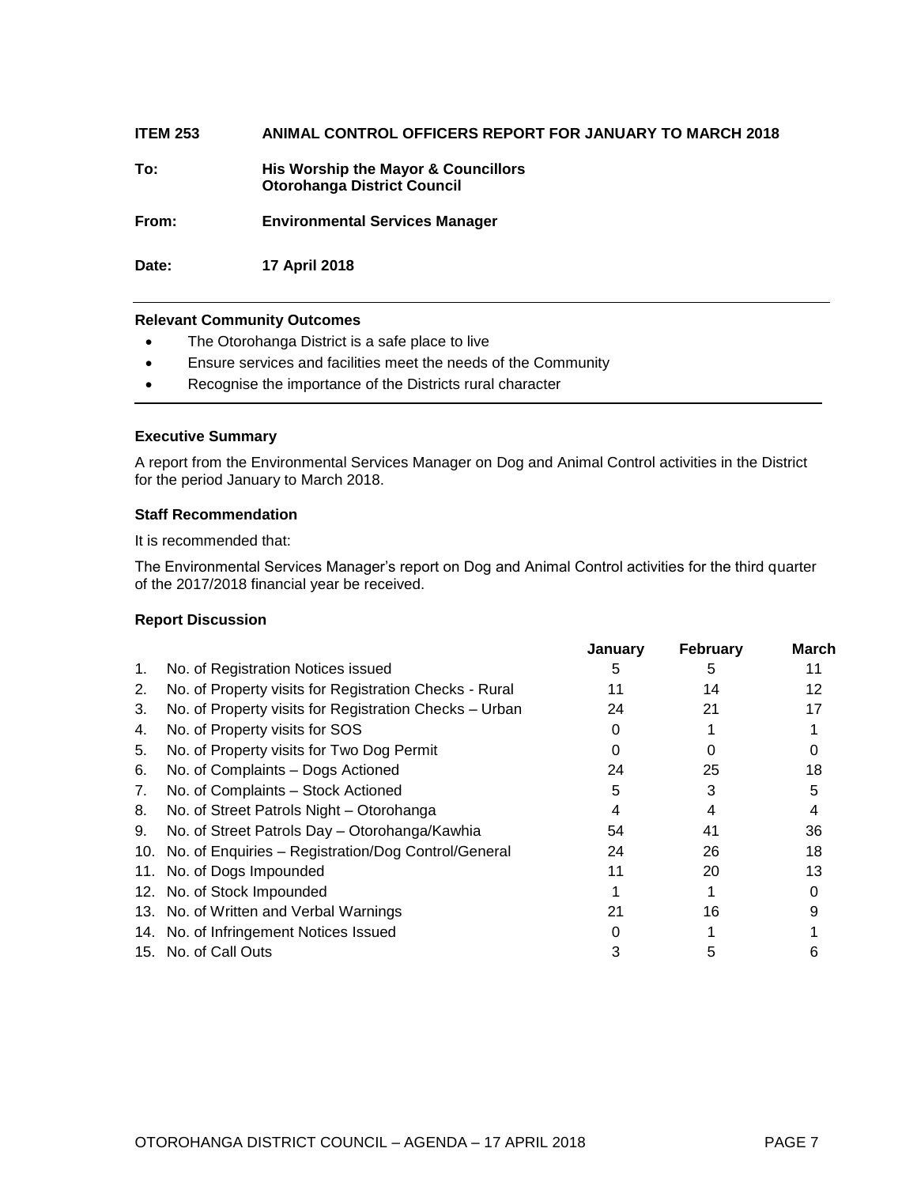**ITEM 253 ANIMAL CONTROL OFFICERS REPORT FOR JANUARY TO MARCH 2018**

**To:** **His Worship the Mayor & Councillors**
**Otorohanga District Council**

**From:** **Environmental Services Manager**

**Date:** **17 April 2018**

---

**Relevant Community Outcomes**

- The Otorohanga District is a safe place to live
- Ensure services and facilities meet the needs of the Community
- Recognise the importance of the Districts rural character

---

**Executive Summary**

A report from the Environmental Services Manager on Dog and Animal Control activities in the District for the period January to March 2018.

**Staff Recommendation**

It is recommended that:

The Environmental Services Manager's report on Dog and Animal Control activities for the third quarter of the 2017/2018 financial year be received.

**Report Discussion**

| | | **January** | **February** | **March** |
|---|---|---|---|---|
| 1. | No. of Registration Notices issued | 5 | 5 | 11 |
| 2. | No. of Property visits for Registration Checks - Rural | 11 | 14 | 12 |
| 3. | No. of Property visits for Registration Checks – Urban | 24 | 21 | 17 |
| 4. | No. of Property visits for SOS | 0 | 1 | 1 |
| 5. | No. of Property visits for Two Dog Permit | 0 | 0 | 0 |
| 6. | No. of Complaints – Dogs Actioned | 24 | 25 | 18 |
| 7. | No. of Complaints – Stock Actioned | 5 | 3 | 5 |
| 8. | No. of Street Patrols Night – Otorohanga | 4 | 4 | 4 |
| 9. | No. of Street Patrols Day – Otorohanga/Kawhia | 54 | 41 | 36 |
| 10. | No. of Enquiries – Registration/Dog Control/General | 24 | 26 | 18 |
| 11. | No. of Dogs Impounded | 11 | 20 | 13 |
| 12. | No. of Stock Impounded | 1 | 1 | 0 |
| 13. | No. of Written and Verbal Warnings | 21 | 16 | 9 |
| 14. | No. of Infringement Notices Issued | 0 | 1 | 1 |
| 15. | No. of Call Outs | 3 | 5 | 6 |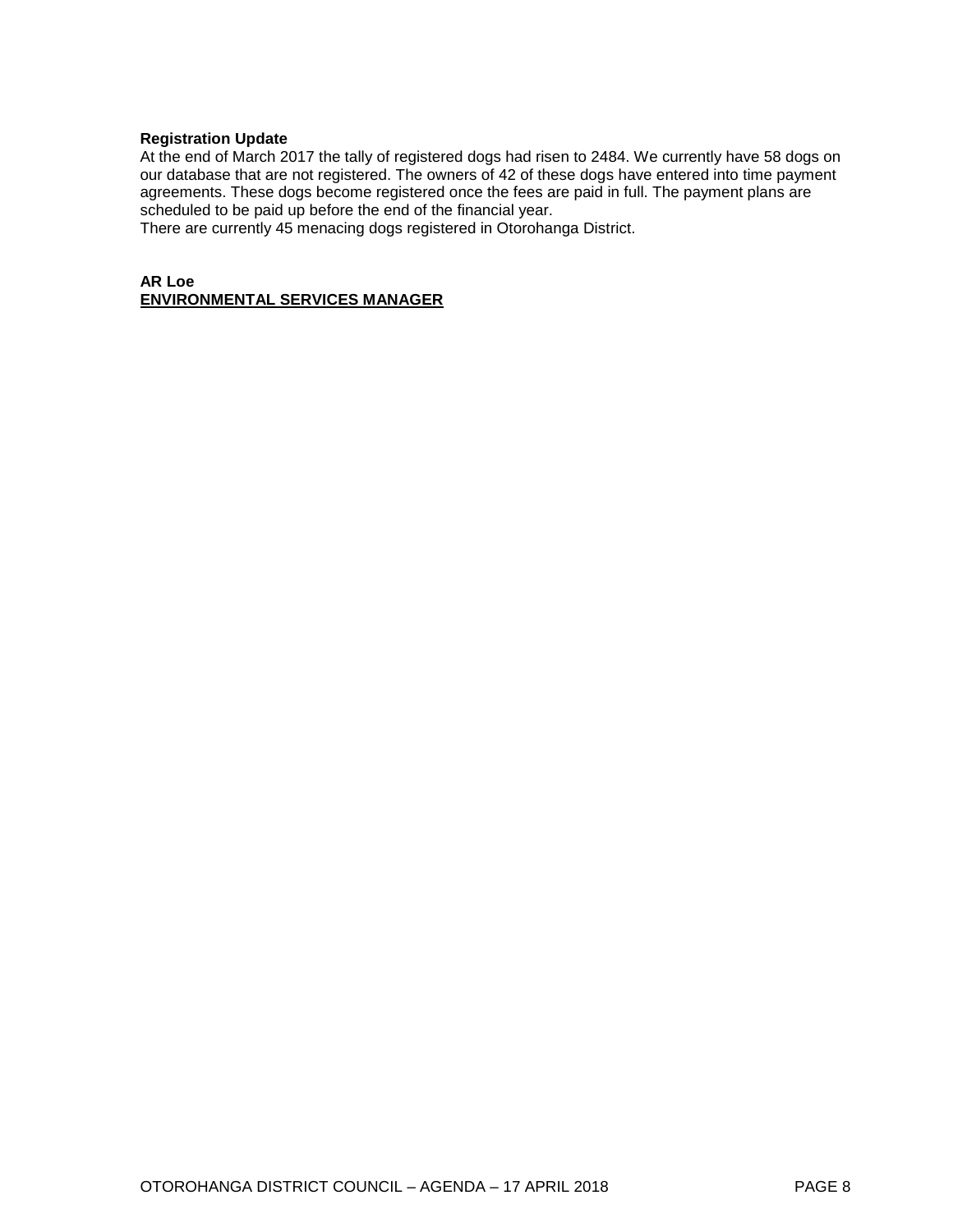**Registration Update**

At the end of March 2017 the tally of registered dogs had risen to 2484. We currently have 58 dogs on our database that are not registered. The owners of 42 of these dogs have entered into time payment agreements. These dogs become registered once the fees are paid in full. The payment plans are scheduled to be paid up before the end of the financial year.

There are currently 45 menacing dogs registered in Otorohanga District.

**AR Loe**
**ENVIRONMENTAL SERVICES MANAGER**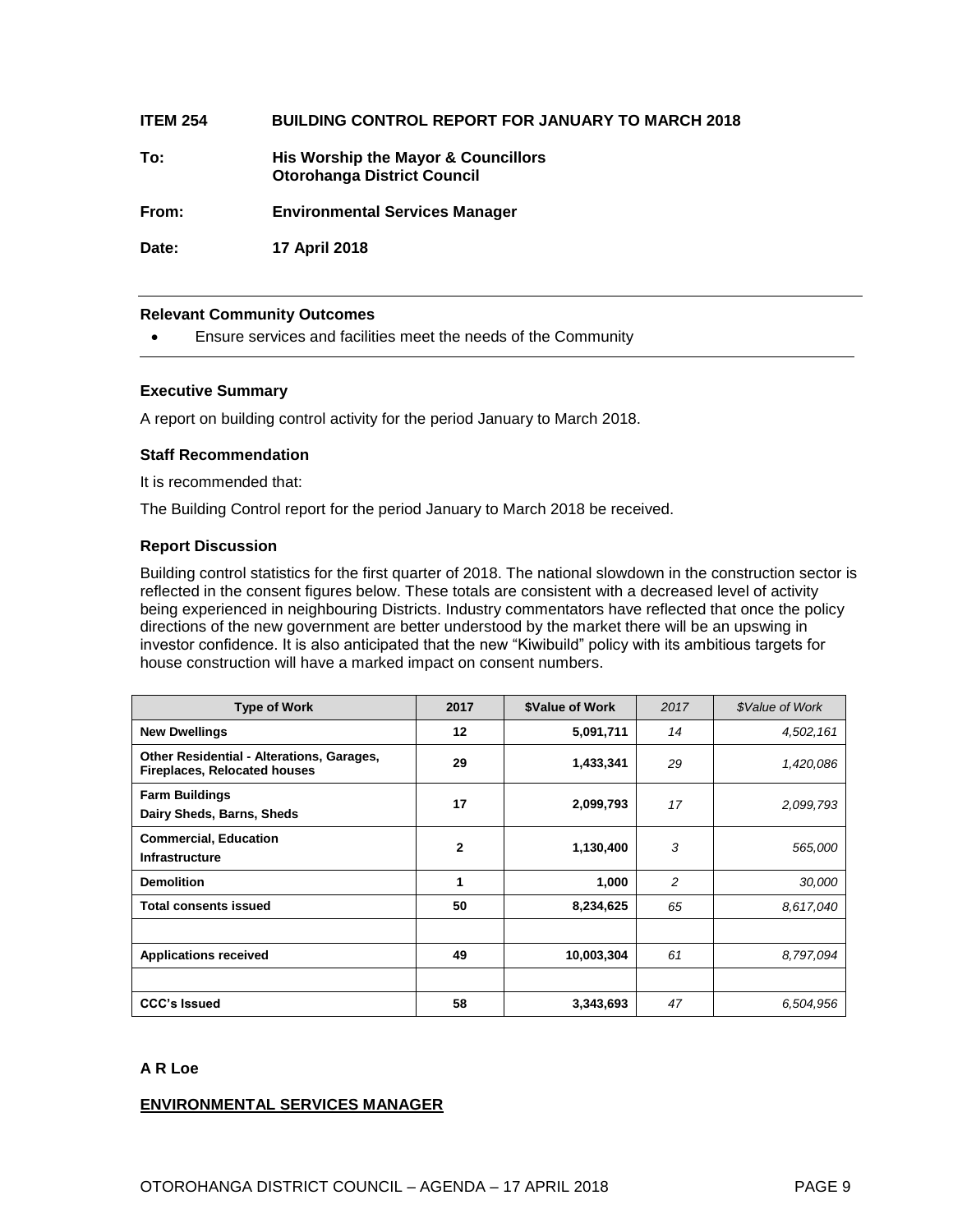**ITEM 254 BUILDING CONTROL REPORT FOR JANUARY TO MARCH 2018**

**To:** **His Worship the Mayor & Councillors**
**Otorohanga District Council**

**From:** **Environmental Services Manager**

**Date:** **17 April 2018**

---

**Relevant Community Outcomes**

- Ensure services and facilities meet the needs of the Community

---

### Executive Summary

A report on building control activity for the period January to March 2018.

### Staff Recommendation

It is recommended that:

The Building Control report for the period January to March 2018 be received.

### Report Discussion

Building control statistics for the first quarter of 2018. The national slowdown in the construction sector is reflected in the consent figures below. These totals are consistent with a decreased level of activity being experienced in neighbouring Districts. Industry commentators have reflected that once the policy directions of the new government are better understood by the market there will be an upswing in investor confidence. It is also anticipated that the new "Kiwibuild" policy with its ambitious targets for house construction will have a marked impact on consent numbers.

| Type of Work | 2017 | $Value of Work | *2017* | *$Value of Work* |
|---|---|---|---|---|
| **New Dwellings** | **12** | **5,091,711** | *14* | *4,502,161* |
| **Other Residential - Alterations, Garages, Fireplaces, Relocated houses** | **29** | **1,433,341** | *29* | *1,420,086* |
| **Farm Buildings** <br> **Dairy Sheds, Barns, Sheds** | **17** | **2,099,793** | *17* | *2,099,793* |
| **Commercial, Education** <br> **Infrastructure** | **2** | **1,130,400** | *3* | *565,000* |
| **Demolition** | **1** | **1,000** | *2* | *30,000* |
| **Total consents issued** | **50** | **8,234,625** | *65* | *8,617,040* |
| | | | | |
| **Applications received** | **49** | **10,003,304** | *61* | *8,797,094* |
| | | | | |
| **CCC's Issued** | **58** | **3,343,693** | *47* | *6,504,956* |

**A R Loe**

**<u>ENVIRONMENTAL SERVICES MANAGER</u>**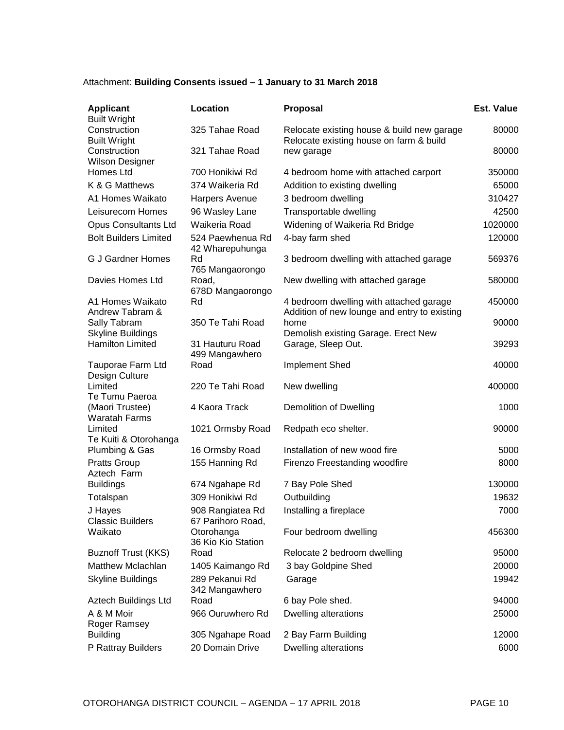Attachment: **Building Consents issued – 1 January to 31 March 2018**

| **Applicant** | **Location** | **Proposal** | **Est. Value** |
|---|---|---|---|
| Built Wright Construction | 325 Tahae Road | Relocate existing house & build new garage | 80000 |
| Built Wright Construction | 321 Tahae Road | Relocate existing house on farm & build new garage | 80000 |
| Wilson Designer Homes Ltd | 700 Honikiwi Rd | 4 bedroom home with attached carport | 350000 |
| K & G Matthews | 374 Waikeria Rd | Addition to existing dwelling | 65000 |
| A1 Homes Waikato | Harpers Avenue | 3 bedroom dwelling | 310427 |
| Leisurecom Homes | 96 Wasley Lane | Transportable dwelling | 42500 |
| Opus Consultants Ltd | Waikeria Road | Widening of Waikeria Rd Bridge | 1020000 |
| Bolt Builders Limited | 524 Paewhenua Rd | 4-bay farm shed | 120000 |
| G J Gardner Homes | 42 Wharepuhunga Rd | 3 bedroom dwelling with attached garage | 569376 |
| Davies Homes Ltd | 765 Mangaorongo Road, | New dwelling with attached garage | 580000 |
| A1 Homes Waikato | 678D Mangaorongo Rd | 4 bedroom dwelling with attached garage | 450000 |
| Andrew Tabram & Sally Tabram | 350 Te Tahi Road | Addition of new lounge and entry to existing home | 90000 |
| Skyline Buildings Hamilton Limited | 31 Hauturu Road | Demolish existing Garage. Erect New Garage, Sleep Out. | 39293 |
| Tauporae Farm Ltd | 499 Mangawhero Road | Implement Shed | 40000 |
| Design Culture Limited | 220 Te Tahi Road | New dwelling | 400000 |
| Te Tumu Paeroa (Maori Trustee) | 4 Kaora Track | Demolition of Dwelling | 1000 |
| Waratah Farms Limited | 1021 Ormsby Road | Redpath eco shelter. | 90000 |
| Te Kuiti & Otorohanga Plumbing & Gas | 16 Ormsby Road | Installation of new wood fire | 5000 |
| Pratts Group | 155 Hanning Rd | Firenzo Freestanding woodfire | 8000 |
| Aztech Farm Buildings | 674 Ngahape Rd | 7 Bay Pole Shed | 130000 |
| Totalspan | 309 Honikiwi Rd | Outbuilding | 19632 |
| J Hayes | 908 Rangiatea Rd | Installing a fireplace | 7000 |
| Classic Builders Waikato | 67 Parihoro Road, Otorohanga | Four bedroom dwelling | 456300 |
| Buznoff Trust (KKS) | 36 Kio Kio Station Road | Relocate 2 bedroom dwelling | 95000 |
| Matthew Mclachlan | 1405 Kaimango Rd | 3 bay Goldpine Shed | 20000 |
| Skyline Buildings | 289 Pekanui Rd | Garage | 19942 |
| Aztech Buildings Ltd | 342 Mangawhero Road | 6 bay Pole shed. | 94000 |
| A & M Moir | 966 Ouruwhero Rd | Dwelling alterations | 25000 |
| Roger Ramsey Building | 305 Ngahape Road | 2 Bay Farm Building | 12000 |
| P Rattray Builders | 20 Domain Drive | Dwelling alterations | 6000 |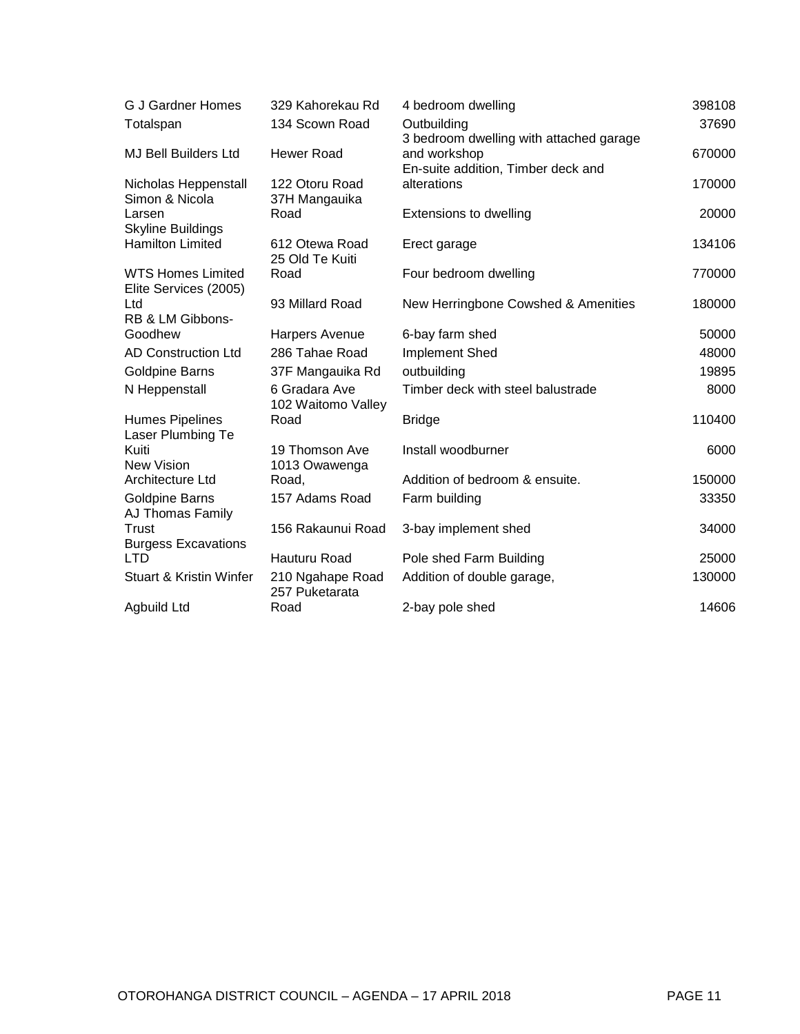| | | | |
|---|---|---|---|
| G J Gardner Homes | 329 Kahorekau Rd | 4 bedroom dwelling | 398108 |
| Totalspan | 134 Scown Road | Outbuilding | 37690 |
| MJ Bell Builders Ltd | Hewer Road | 3 bedroom dwelling with attached garage and workshop | 670000 |
| Nicholas Heppenstall | 122 Otoru Road | En-suite addition, Timber deck and alterations | 170000 |
| Simon & Nicola Larsen | 37H Mangauika Road | Extensions to dwelling | 20000 |
| Skyline Buildings Hamilton Limited | 612 Otewa Road | Erect garage | 134106 |
| WTS Homes Limited | 25 Old Te Kuiti Road | Four bedroom dwelling | 770000 |
| Elite Services (2005) Ltd | 93 Millard Road | New Herringbone Cowshed & Amenities | 180000 |
| RB & LM Gibbons-Goodhew | Harpers Avenue | 6-bay farm shed | 50000 |
| AD Construction Ltd | 286 Tahae Road | Implement Shed | 48000 |
| Goldpine Barns | 37F Mangauika Rd | outbuilding | 19895 |
| N Heppenstall | 6 Gradara Ave | Timber deck with steel balustrade | 8000 |
| Humes Pipelines | 102 Waitomo Valley Road | Bridge | 110400 |
| Laser Plumbing Te Kuiti | 19 Thomson Ave | Install woodburner | 6000 |
| New Vision Architecture Ltd | 1013 Owawenga Road, | Addition of bedroom & ensuite. | 150000 |
| Goldpine Barns | 157 Adams Road | Farm building | 33350 |
| AJ Thomas Family Trust | 156 Rakaunui Road | 3-bay implement shed | 34000 |
| Burgess Excavations LTD | Hauturu Road | Pole shed Farm Building | 25000 |
| Stuart & Kristin Winfer | 210 Ngahape Road | Addition of double garage, | 130000 |
| Agbuild Ltd | 257 Puketarata Road | 2-bay pole shed | 14606 |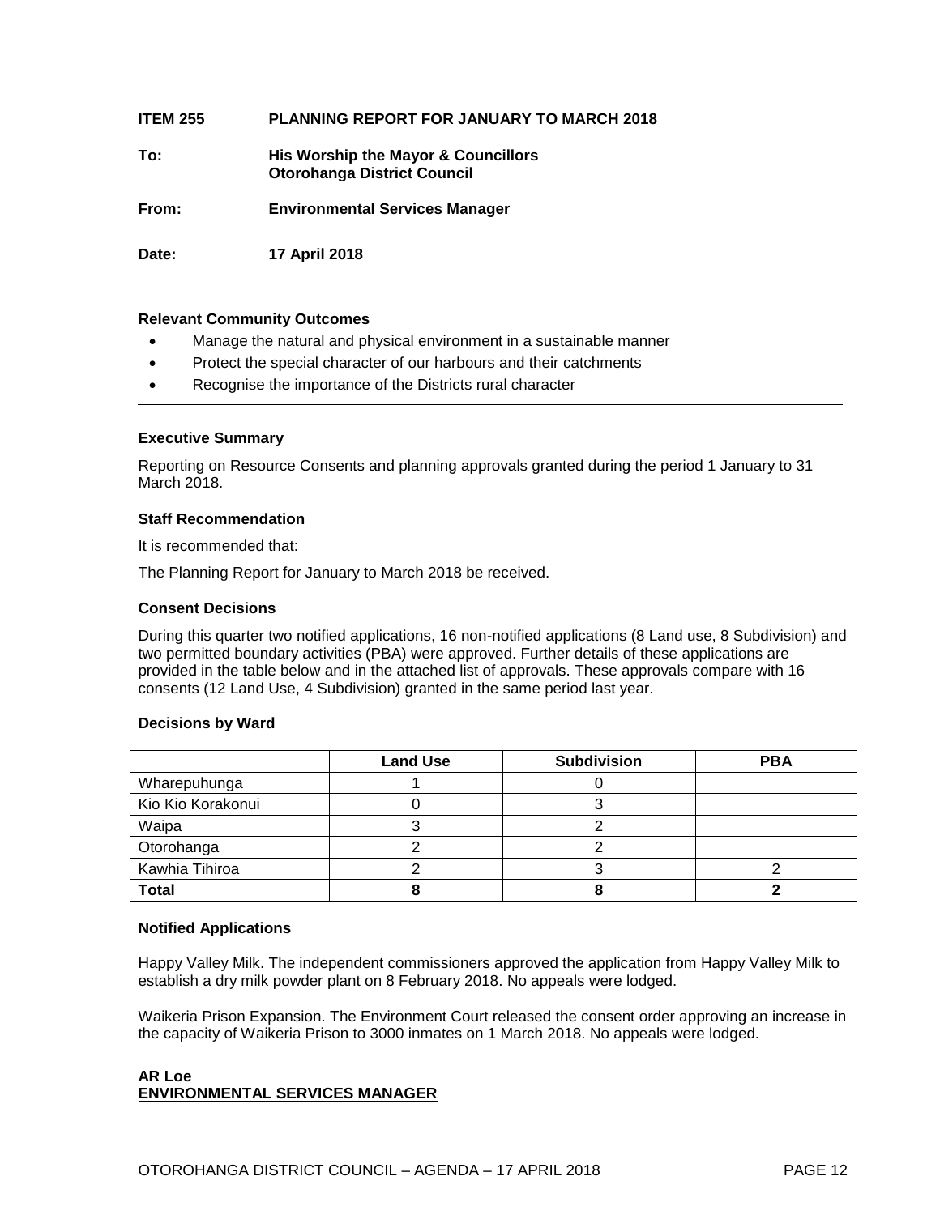**ITEM 255 PLANNING REPORT FOR JANUARY TO MARCH 2018**

**To:** **His Worship the Mayor & Councillors**
**Otorohanga District Council**

**From:** **Environmental Services Manager**

**Date:** **17 April 2018**

---

**Relevant Community Outcomes**

- Manage the natural and physical environment in a sustainable manner
- Protect the special character of our harbours and their catchments
- Recognise the importance of the Districts rural character

---

**Executive Summary**

Reporting on Resource Consents and planning approvals granted during the period 1 January to 31 March 2018.

**Staff Recommendation**

It is recommended that:

The Planning Report for January to March 2018 be received.

**Consent Decisions**

During this quarter two notified applications, 16 non-notified applications (8 Land use, 8 Subdivision) and two permitted boundary activities (PBA) were approved. Further details of these applications are provided in the table below and in the attached list of approvals. These approvals compare with 16 consents (12 Land Use, 4 Subdivision) granted in the same period last year.

**Decisions by Ward**

| | Land Use | Subdivision | PBA |
|---|---|---|---|
| Wharepuhunga | 1 | 0 | |
| Kio Kio Korakonui | 0 | 3 | |
| Waipa | 3 | 2 | |
| Otorohanga | 2 | 2 | |
| Kawhia Tihiroa | 2 | 3 | 2 |
| **Total** | **8** | **8** | **2** |

**Notified Applications**

Happy Valley Milk. The independent commissioners approved the application from Happy Valley Milk to establish a dry milk powder plant on 8 February 2018. No appeals were lodged.

Waikeria Prison Expansion. The Environment Court released the consent order approving an increase in the capacity of Waikeria Prison to 3000 inmates on 1 March 2018. No appeals were lodged.

**AR Loe**
**ENVIRONMENTAL SERVICES MANAGER**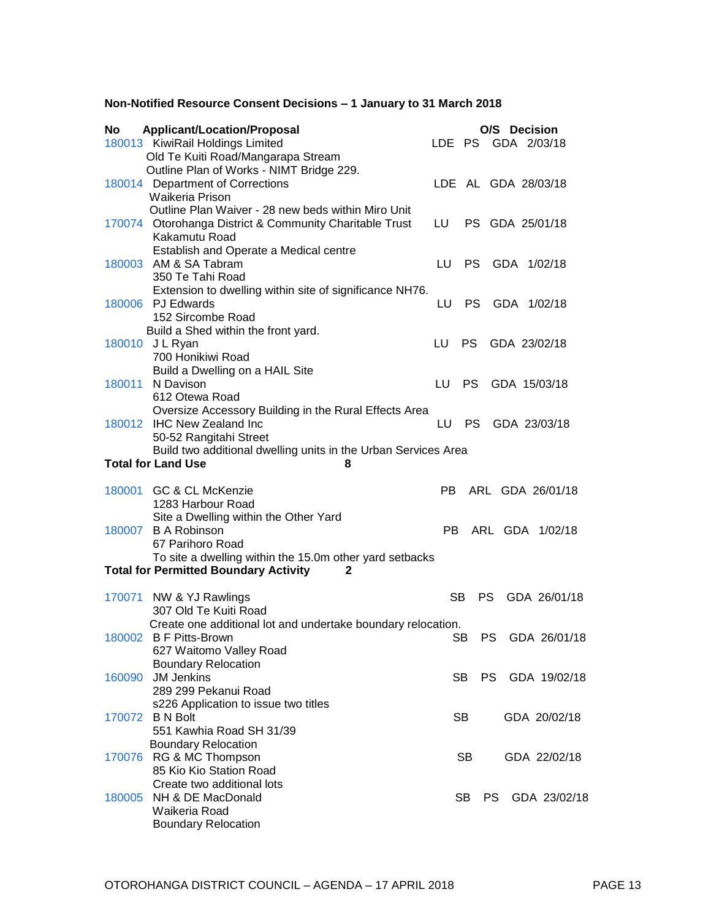**Non-Notified Resource Consent Decisions – 1 January to 31 March 2018**

| No | Applicant/Location/Proposal | | O/S | Decision |
|---|---|---|---|---|
| 180013 | KiwiRail Holdings Limited<br>Old Te Kuiti Road/Mangarapa Stream<br>Outline Plan of Works - NIMT Bridge 229. | LDE | PS | GDA 2/03/18 |
| 180014 | Department of Corrections<br>Waikeria Prison<br>Outline Plan Waiver - 28 new beds within Miro Unit | LDE | AL | GDA 28/03/18 |
| 170074 | Otorohanga District & Community Charitable Trust<br>Kakamutu Road<br>Establish and Operate a Medical centre | LU | PS | GDA 25/01/18 |
| 180003 | AM & SA Tabram<br>350 Te Tahi Road<br>Extension to dwelling within site of significance NH76. | LU | PS | GDA 1/02/18 |
| 180006 | PJ Edwards<br>152 Sircombe Road<br>Build a Shed within the front yard. | LU | PS | GDA 1/02/18 |
| 180010 | J L Ryan<br>700 Honikiwi Road<br>Build a Dwelling on a HAIL Site | LU | PS | GDA 23/02/18 |
| 180011 | N Davison<br>612 Otewa Road<br>Oversize Accessory Building in the Rural Effects Area | LU | PS | GDA 15/03/18 |
| 180012 | IHC New Zealand Inc<br>50-52 Rangitahi Street<br>Build two additional dwelling units in the Urban Services Area | LU | PS | GDA 23/03/18 |
| **Total for Land Use** | **8** | | | |
| 180001 | GC & CL McKenzie<br>1283 Harbour Road<br>Site a Dwelling within the Other Yard | PB | ARL | GDA 26/01/18 |
| 180007 | B A Robinson<br>67 Parihoro Road<br>To site a dwelling within the 15.0m other yard setbacks | PB | ARL | GDA 1/02/18 |
| **Total for Permitted Boundary Activity** | **2** | | | |
| 170071 | NW & YJ Rawlings<br>307 Old Te Kuiti Road<br>Create one additional lot and undertake boundary relocation. | SB | PS | GDA 26/01/18 |
| 180002 | B F Pitts-Brown<br>627 Waitomo Valley Road<br>Boundary Relocation | SB | PS | GDA 26/01/18 |
| 160090 | JM Jenkins<br>289 299 Pekanui Road<br>s226 Application to issue two titles | SB | PS | GDA 19/02/18 |
| 170072 | B N Bolt<br>551 Kawhia Road SH 31/39<br>Boundary Relocation | SB | | GDA 20/02/18 |
| 170076 | RG & MC Thompson<br>85 Kio Kio Station Road<br>Create two additional lots | SB | | GDA 22/02/18 |
| 180005 | NH & DE MacDonald<br>Waikeria Road<br>Boundary Relocation | SB | PS | GDA 23/02/18 |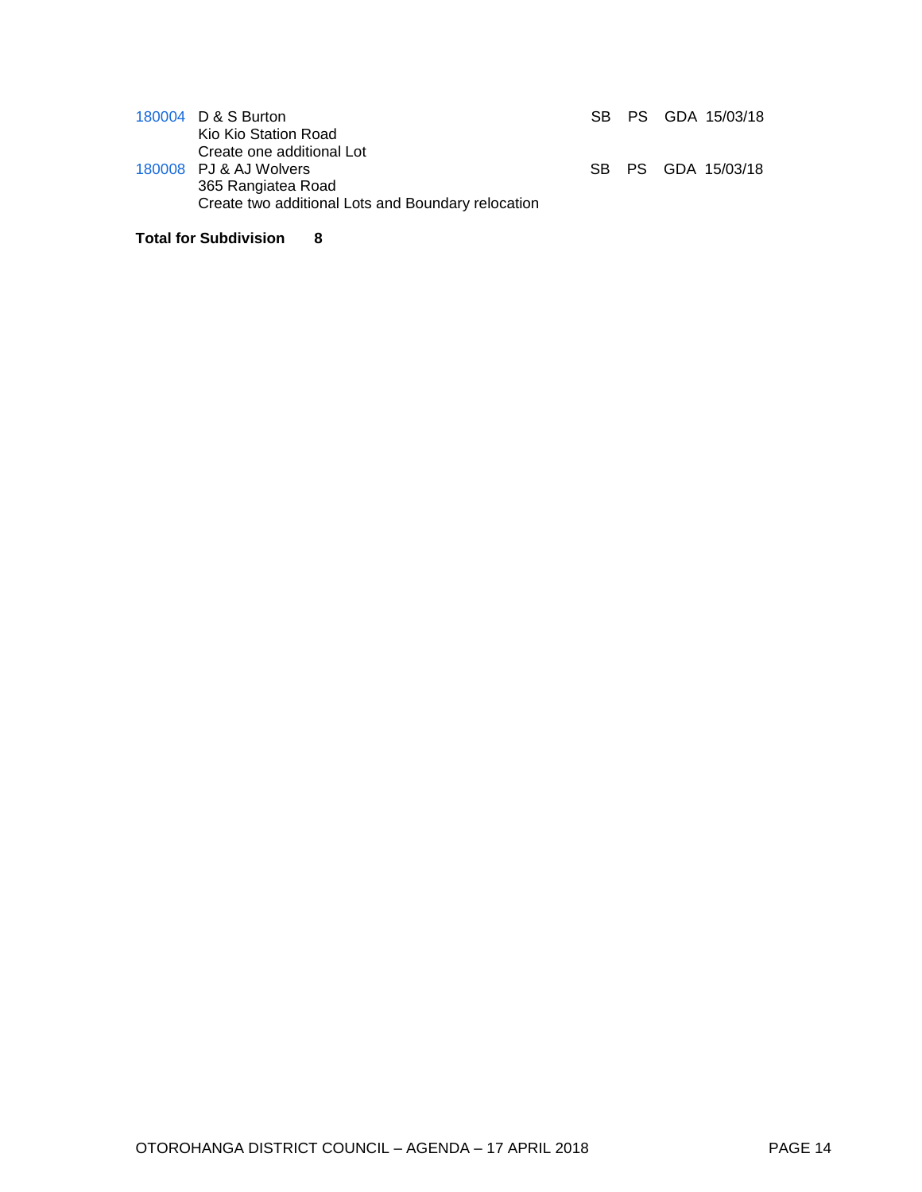180004 D & S Burton SB PS GDA 15/03/18
Kio Kio Station Road
Create one additional Lot

180008 PJ & AJ Wolvers SB PS GDA 15/03/18
365 Rangiatea Road
Create two additional Lots and Boundary relocation

**Total for Subdivision 8**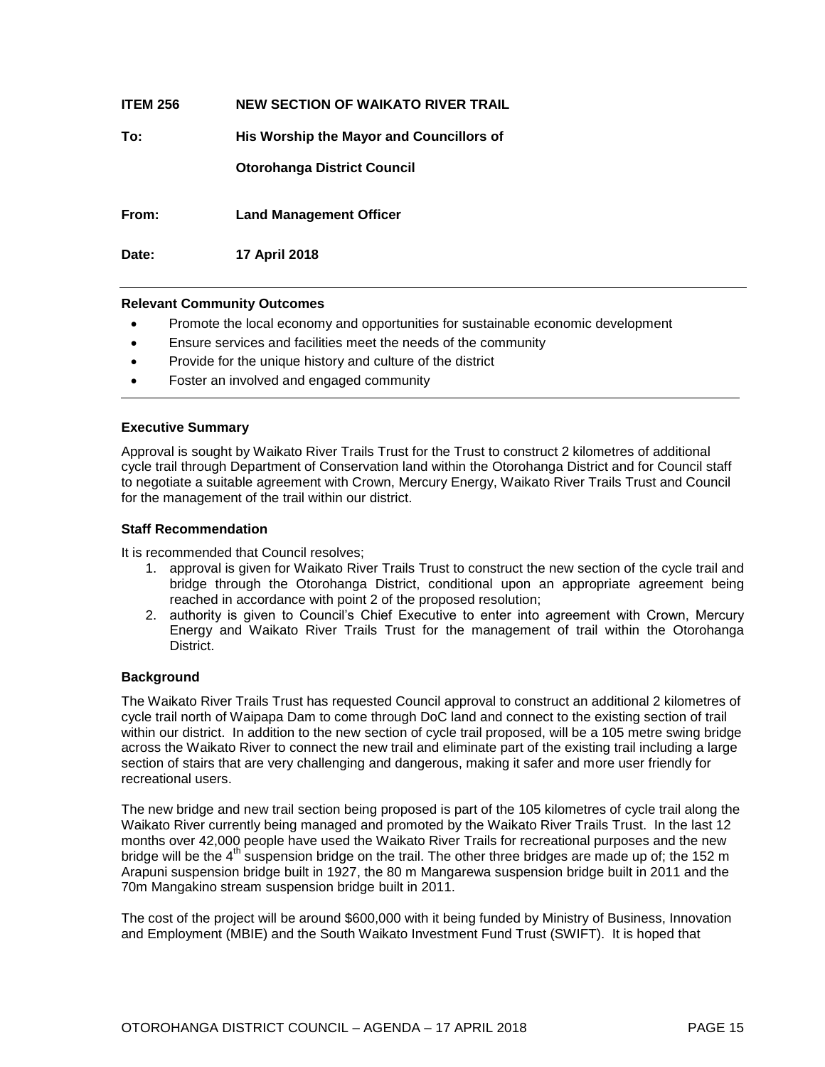**ITEM 256 NEW SECTION OF WAIKATO RIVER TRAIL**

**To: His Worship the Mayor and Councillors of**

**Otorohanga District Council**

**From: Land Management Officer**

**Date: 17 April 2018**

---

**Relevant Community Outcomes**

- Promote the local economy and opportunities for sustainable economic development
- Ensure services and facilities meet the needs of the community
- Provide for the unique history and culture of the district
- Foster an involved and engaged community

---

**Executive Summary**

Approval is sought by Waikato River Trails Trust for the Trust to construct 2 kilometres of additional cycle trail through Department of Conservation land within the Otorohanga District and for Council staff to negotiate a suitable agreement with Crown, Mercury Energy, Waikato River Trails Trust and Council for the management of the trail within our district.

**Staff Recommendation**

It is recommended that Council resolves;

1. approval is given for Waikato River Trails Trust to construct the new section of the cycle trail and bridge through the Otorohanga District, conditional upon an appropriate agreement being reached in accordance with point 2 of the proposed resolution;
2. authority is given to Council's Chief Executive to enter into agreement with Crown, Mercury Energy and Waikato River Trails Trust for the management of trail within the Otorohanga District.

**Background**

The Waikato River Trails Trust has requested Council approval to construct an additional 2 kilometres of cycle trail north of Waipapa Dam to come through DoC land and connect to the existing section of trail within our district. In addition to the new section of cycle trail proposed, will be a 105 metre swing bridge across the Waikato River to connect the new trail and eliminate part of the existing trail including a large section of stairs that are very challenging and dangerous, making it safer and more user friendly for recreational users.

The new bridge and new trail section being proposed is part of the 105 kilometres of cycle trail along the Waikato River currently being managed and promoted by the Waikato River Trails Trust. In the last 12 months over 42,000 people have used the Waikato River Trails for recreational purposes and the new bridge will be the 4th suspension bridge on the trail. The other three bridges are made up of; the 152 m Arapuni suspension bridge built in 1927, the 80 m Mangarewa suspension bridge built in 2011 and the 70m Mangakino stream suspension bridge built in 2011.

The cost of the project will be around $600,000 with it being funded by Ministry of Business, Innovation and Employment (MBIE) and the South Waikato Investment Fund Trust (SWIFT). It is hoped that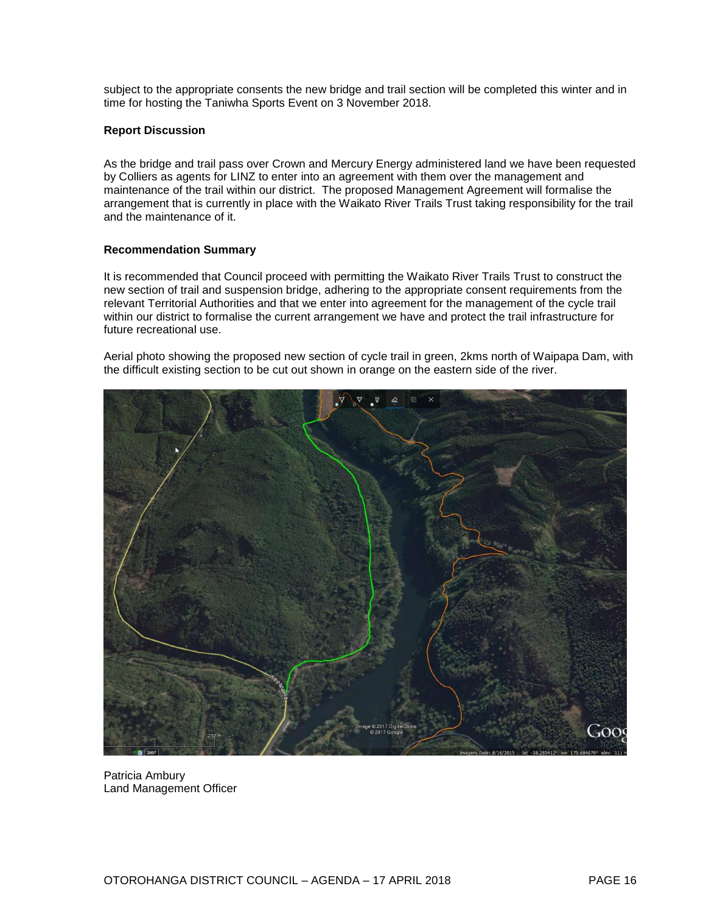subject to the appropriate consents the new bridge and trail section will be completed this winter and in time for hosting the Taniwha Sports Event on 3 November 2018.

**Report Discussion**

As the bridge and trail pass over Crown and Mercury Energy administered land we have been requested by Colliers as agents for LINZ to enter into an agreement with them over the management and maintenance of the trail within our district. The proposed Management Agreement will formalise the arrangement that is currently in place with the Waikato River Trails Trust taking responsibility for the trail and the maintenance of it.

**Recommendation Summary**

It is recommended that Council proceed with permitting the Waikato River Trails Trust to construct the new section of trail and suspension bridge, adhering to the appropriate consent requirements from the relevant Territorial Authorities and that we enter into agreement for the management of the cycle trail within our district to formalise the current arrangement we have and protect the trail infrastructure for future recreational use.

Aerial photo showing the proposed new section of cycle trail in green, 2kms north of Waipapa Dam, with the difficult existing section to be cut out shown in orange on the eastern side of the river.

Patricia Ambury
Land Management Officer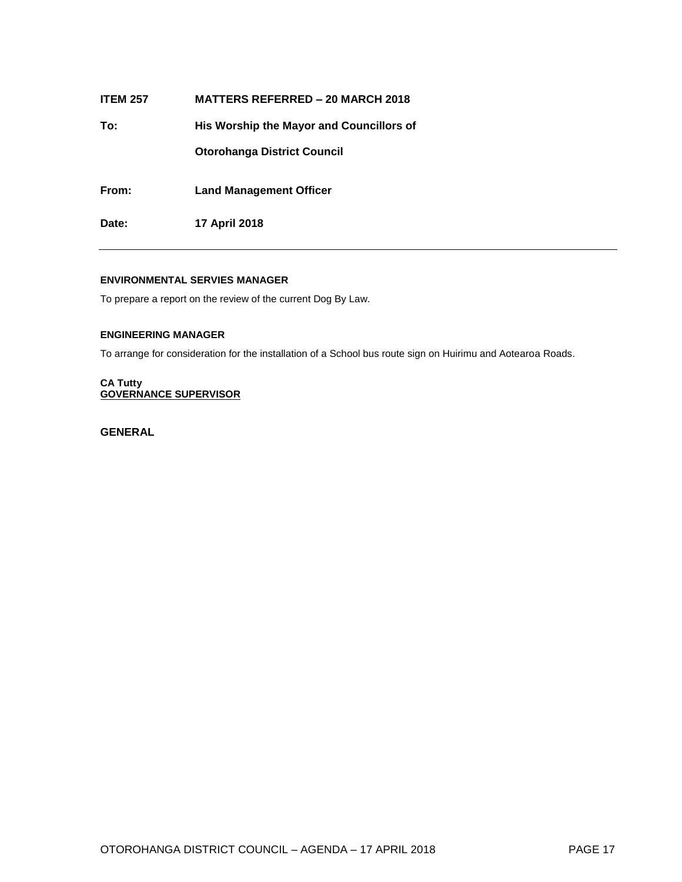| | |
|---|---|
| **ITEM 257** | **MATTERS REFERRED – 20 MARCH 2018** |
| **To:** | **His Worship the Mayor and Councillors of** |
| | **Otorohanga District Council** |
| **From:** | **Land Management Officer** |
| **Date:** | **17 April 2018** |

---

**ENVIRONMENTAL SERVIES MANAGER**

To prepare a report on the review of the current Dog By Law.

**ENGINEERING MANAGER**

To arrange for consideration for the installation of a School bus route sign on Huirimu and Aotearoa Roads.

**CA Tutty**
**GOVERNANCE SUPERVISOR**

## GENERAL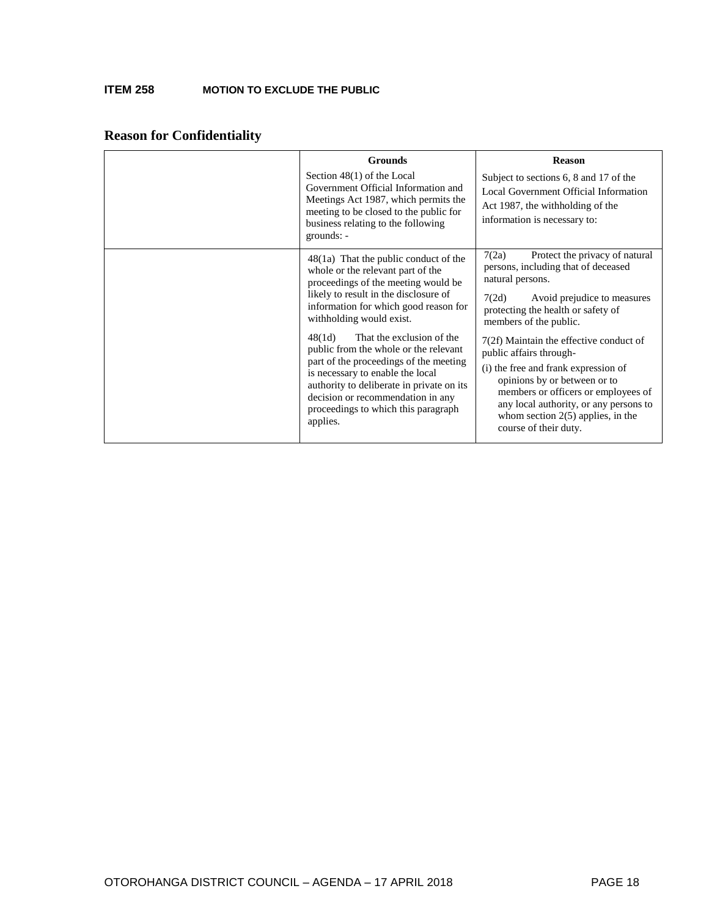**ITEM 258 MOTION TO EXCLUDE THE PUBLIC**

## Reason for Confidentiality

| | Grounds | Reason |
|---|---|---|
| | Section 48(1) of the Local Government Official Information and Meetings Act 1987, which permits the meeting to be closed to the public for business relating to the following grounds: - | Subject to sections 6, 8 and 17 of the Local Government Official Information Act 1987, the withholding of the information is necessary to: |
| | 48(1a) That the public conduct of the whole or the relevant part of the proceedings of the meeting would be likely to result in the disclosure of information for which good reason for withholding would exist.<br><br>48(1d) That the exclusion of the public from the whole or the relevant part of the proceedings of the meeting is necessary to enable the local authority to deliberate in private on its decision or recommendation in any proceedings to which this paragraph applies. | 7(2a) Protect the privacy of natural persons, including that of deceased natural persons.<br><br>7(2d) Avoid prejudice to measures protecting the health or safety of members of the public.<br><br>7(2f) Maintain the effective conduct of public affairs through-<br><br>(i) the free and frank expression of opinions by or between or to members or officers or employees of any local authority, or any persons to whom section 2(5) applies, in the course of their duty. |